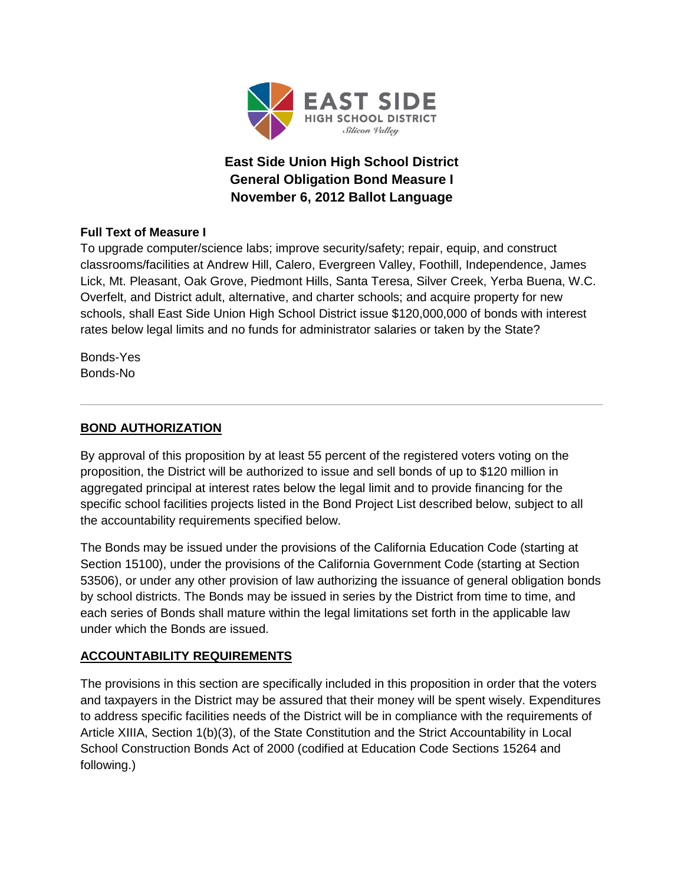EAST SIDE HIGH SCHOOL DISTRICT
*Silicon Valley*

# East Side Union High School District
# General Obligation Bond Measure I
# November 6, 2012 Ballot Language

**Full Text of Measure I**

To upgrade computer/science labs; improve security/safety; repair, equip, and construct classrooms/facilities at Andrew Hill, Calero, Evergreen Valley, Foothill, Independence, James Lick, Mt. Pleasant, Oak Grove, Piedmont Hills, Santa Teresa, Silver Creek, Yerba Buena, W.C. Overfelt, and District adult, alternative, and charter schools; and acquire property for new schools, shall East Side Union High School District issue $120,000,000 of bonds with interest rates below legal limits and no funds for administrator salaries or taken by the State?

Bonds-Yes
Bonds-No

---

## BOND AUTHORIZATION

By approval of this proposition by at least 55 percent of the registered voters voting on the proposition, the District will be authorized to issue and sell bonds of up to $120 million in aggregated principal at interest rates below the legal limit and to provide financing for the specific school facilities projects listed in the Bond Project List described below, subject to all the accountability requirements specified below.

The Bonds may be issued under the provisions of the California Education Code (starting at Section 15100), under the provisions of the California Government Code (starting at Section 53506), or under any other provision of law authorizing the issuance of general obligation bonds by school districts. The Bonds may be issued in series by the District from time to time, and each series of Bonds shall mature within the legal limitations set forth in the applicable law under which the Bonds are issued.

## ACCOUNTABILITY REQUIREMENTS

The provisions in this section are specifically included in this proposition in order that the voters and taxpayers in the District may be assured that their money will be spent wisely. Expenditures to address specific facilities needs of the District will be in compliance with the requirements of Article XIIIA, Section 1(b)(3), of the State Constitution and the Strict Accountability in Local School Construction Bonds Act of 2000 (codified at Education Code Sections 15264 and following.)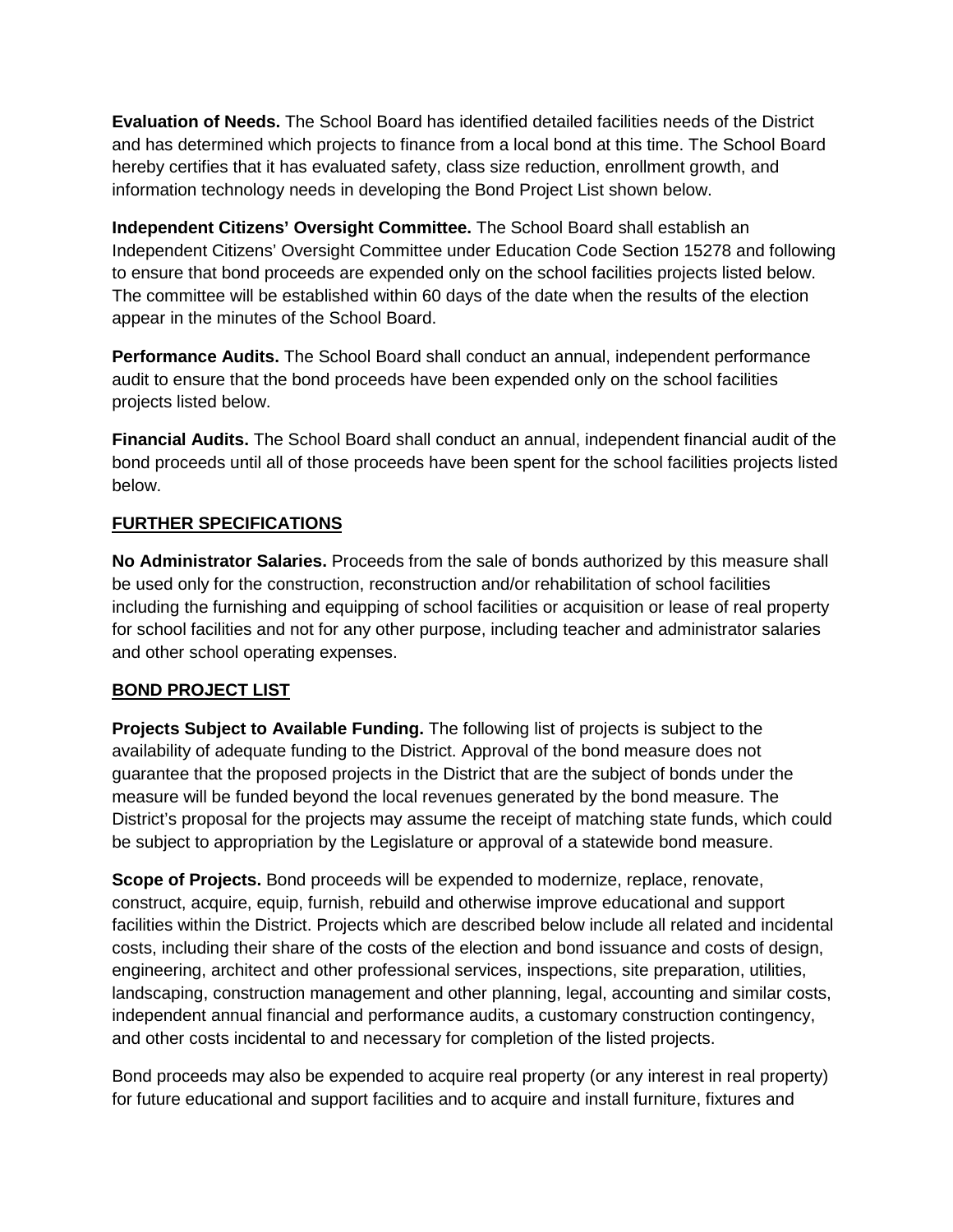**Evaluation of Needs.** The School Board has identified detailed facilities needs of the District and has determined which projects to finance from a local bond at this time. The School Board hereby certifies that it has evaluated safety, class size reduction, enrollment growth, and information technology needs in developing the Bond Project List shown below.

**Independent Citizens' Oversight Committee.** The School Board shall establish an Independent Citizens' Oversight Committee under Education Code Section 15278 and following to ensure that bond proceeds are expended only on the school facilities projects listed below. The committee will be established within 60 days of the date when the results of the election appear in the minutes of the School Board.

**Performance Audits.** The School Board shall conduct an annual, independent performance audit to ensure that the bond proceeds have been expended only on the school facilities projects listed below.

**Financial Audits.** The School Board shall conduct an annual, independent financial audit of the bond proceeds until all of those proceeds have been spent for the school facilities projects listed below.

## FURTHER SPECIFICATIONS

**No Administrator Salaries.** Proceeds from the sale of bonds authorized by this measure shall be used only for the construction, reconstruction and/or rehabilitation of school facilities including the furnishing and equipping of school facilities or acquisition or lease of real property for school facilities and not for any other purpose, including teacher and administrator salaries and other school operating expenses.

## BOND PROJECT LIST

**Projects Subject to Available Funding.** The following list of projects is subject to the availability of adequate funding to the District. Approval of the bond measure does not guarantee that the proposed projects in the District that are the subject of bonds under the measure will be funded beyond the local revenues generated by the bond measure. The District's proposal for the projects may assume the receipt of matching state funds, which could be subject to appropriation by the Legislature or approval of a statewide bond measure.

**Scope of Projects.** Bond proceeds will be expended to modernize, replace, renovate, construct, acquire, equip, furnish, rebuild and otherwise improve educational and support facilities within the District. Projects which are described below include all related and incidental costs, including their share of the costs of the election and bond issuance and costs of design, engineering, architect and other professional services, inspections, site preparation, utilities, landscaping, construction management and other planning, legal, accounting and similar costs, independent annual financial and performance audits, a customary construction contingency, and other costs incidental to and necessary for completion of the listed projects.

Bond proceeds may also be expended to acquire real property (or any interest in real property) for future educational and support facilities and to acquire and install furniture, fixtures and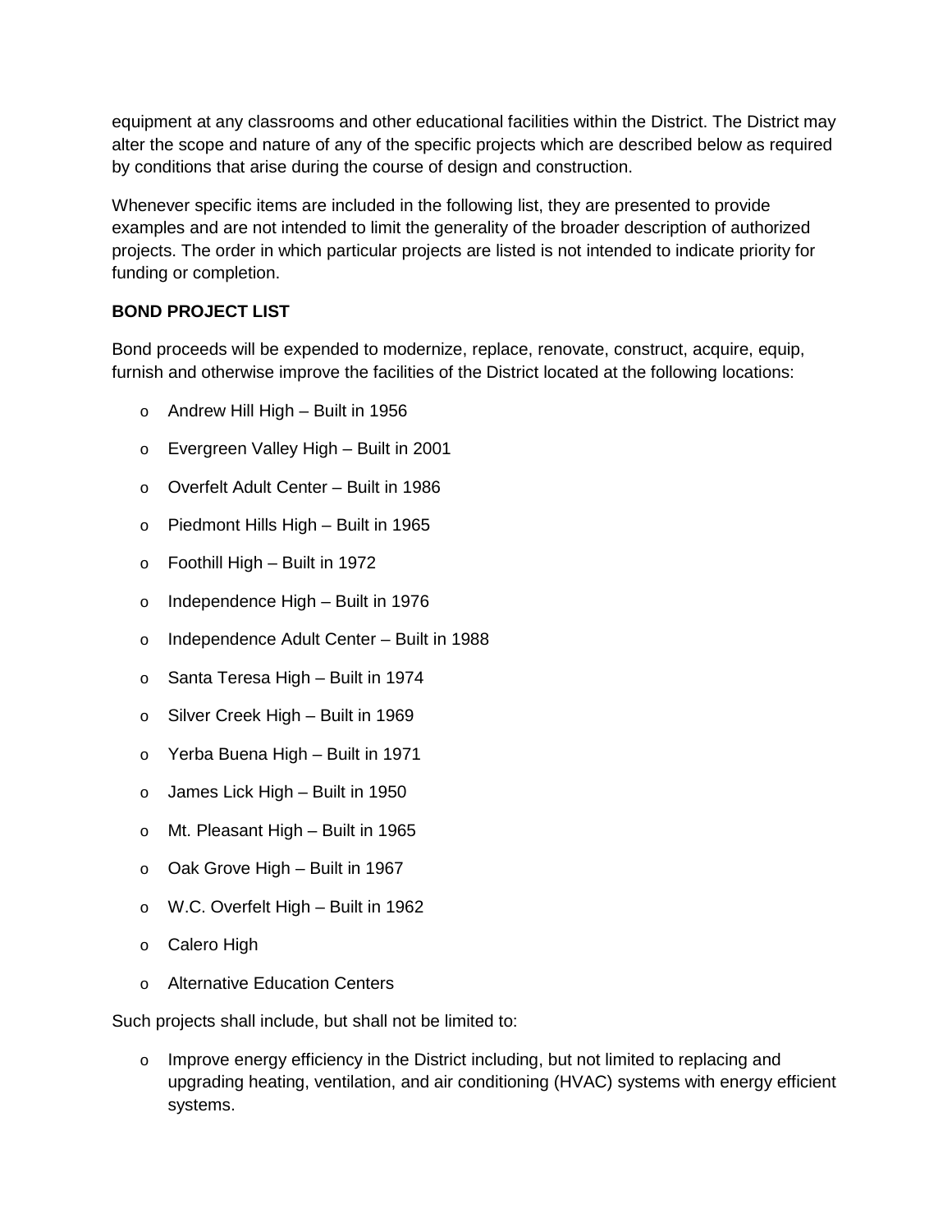equipment at any classrooms and other educational facilities within the District. The District may alter the scope and nature of any of the specific projects which are described below as required by conditions that arise during the course of design and construction.

Whenever specific items are included in the following list, they are presented to provide examples and are not intended to limit the generality of the broader description of authorized projects. The order in which particular projects are listed is not intended to indicate priority for funding or completion.

**BOND PROJECT LIST**

Bond proceeds will be expended to modernize, replace, renovate, construct, acquire, equip, furnish and otherwise improve the facilities of the District located at the following locations:

- Andrew Hill High – Built in 1956
- Evergreen Valley High – Built in 2001
- Overfelt Adult Center – Built in 1986
- Piedmont Hills High – Built in 1965
- Foothill High – Built in 1972
- Independence High – Built in 1976
- Independence Adult Center – Built in 1988
- Santa Teresa High – Built in 1974
- Silver Creek High – Built in 1969
- Yerba Buena High – Built in 1971
- James Lick High – Built in 1950
- Mt. Pleasant High – Built in 1965
- Oak Grove High – Built in 1967
- W.C. Overfelt High – Built in 1962
- Calero High
- Alternative Education Centers

Such projects shall include, but shall not be limited to:

- Improve energy efficiency in the District including, but not limited to replacing and upgrading heating, ventilation, and air conditioning (HVAC) systems with energy efficient systems.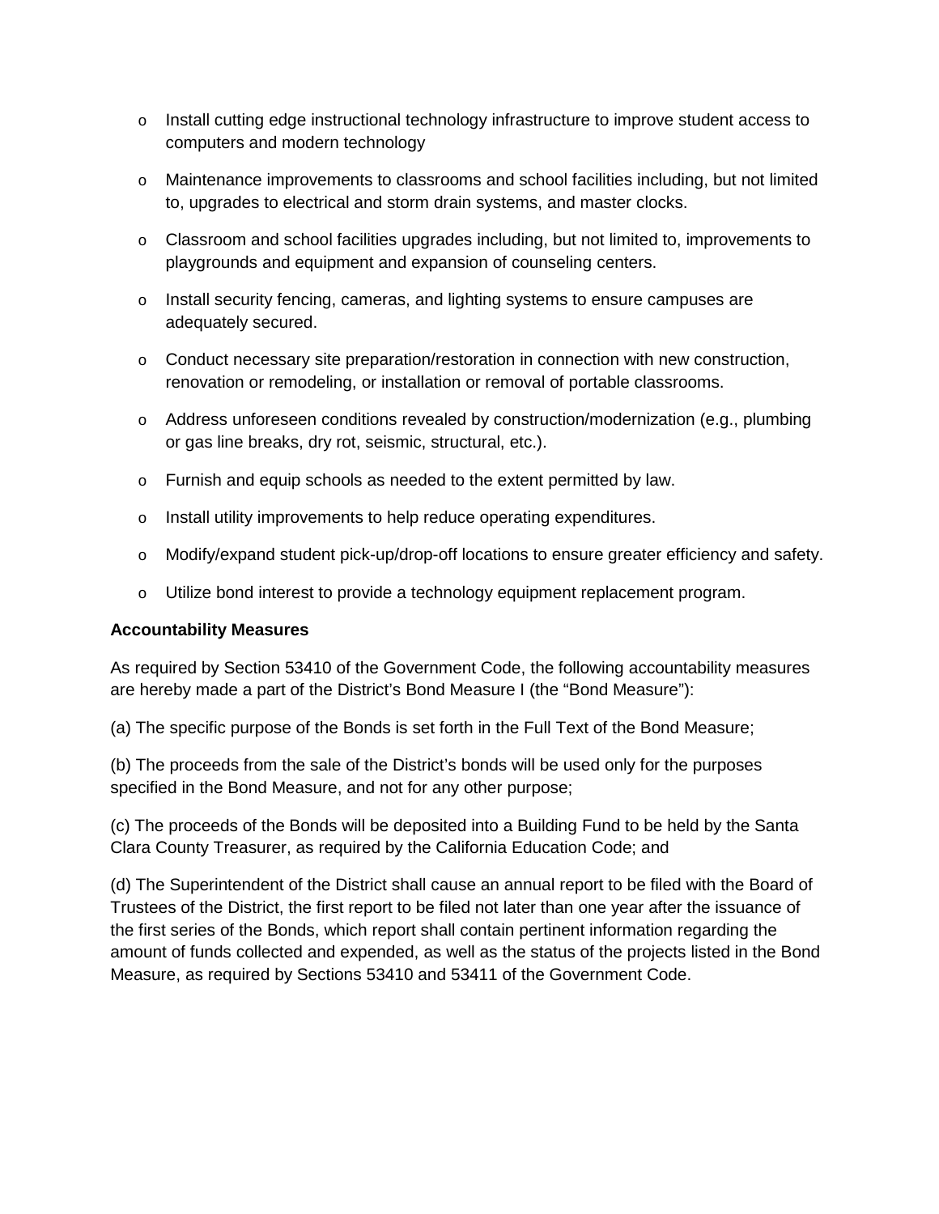- Install cutting edge instructional technology infrastructure to improve student access to computers and modern technology
- Maintenance improvements to classrooms and school facilities including, but not limited to, upgrades to electrical and storm drain systems, and master clocks.
- Classroom and school facilities upgrades including, but not limited to, improvements to playgrounds and equipment and expansion of counseling centers.
- Install security fencing, cameras, and lighting systems to ensure campuses are adequately secured.
- Conduct necessary site preparation/restoration in connection with new construction, renovation or remodeling, or installation or removal of portable classrooms.
- Address unforeseen conditions revealed by construction/modernization (e.g., plumbing or gas line breaks, dry rot, seismic, structural, etc.).
- Furnish and equip schools as needed to the extent permitted by law.
- Install utility improvements to help reduce operating expenditures.
- Modify/expand student pick-up/drop-off locations to ensure greater efficiency and safety.
- Utilize bond interest to provide a technology equipment replacement program.

**Accountability Measures**

As required by Section 53410 of the Government Code, the following accountability measures are hereby made a part of the District's Bond Measure I (the "Bond Measure"):

(a) The specific purpose of the Bonds is set forth in the Full Text of the Bond Measure;

(b) The proceeds from the sale of the District's bonds will be used only for the purposes specified in the Bond Measure, and not for any other purpose;

(c) The proceeds of the Bonds will be deposited into a Building Fund to be held by the Santa Clara County Treasurer, as required by the California Education Code; and

(d) The Superintendent of the District shall cause an annual report to be filed with the Board of Trustees of the District, the first report to be filed not later than one year after the issuance of the first series of the Bonds, which report shall contain pertinent information regarding the amount of funds collected and expended, as well as the status of the projects listed in the Bond Measure, as required by Sections 53410 and 53411 of the Government Code.